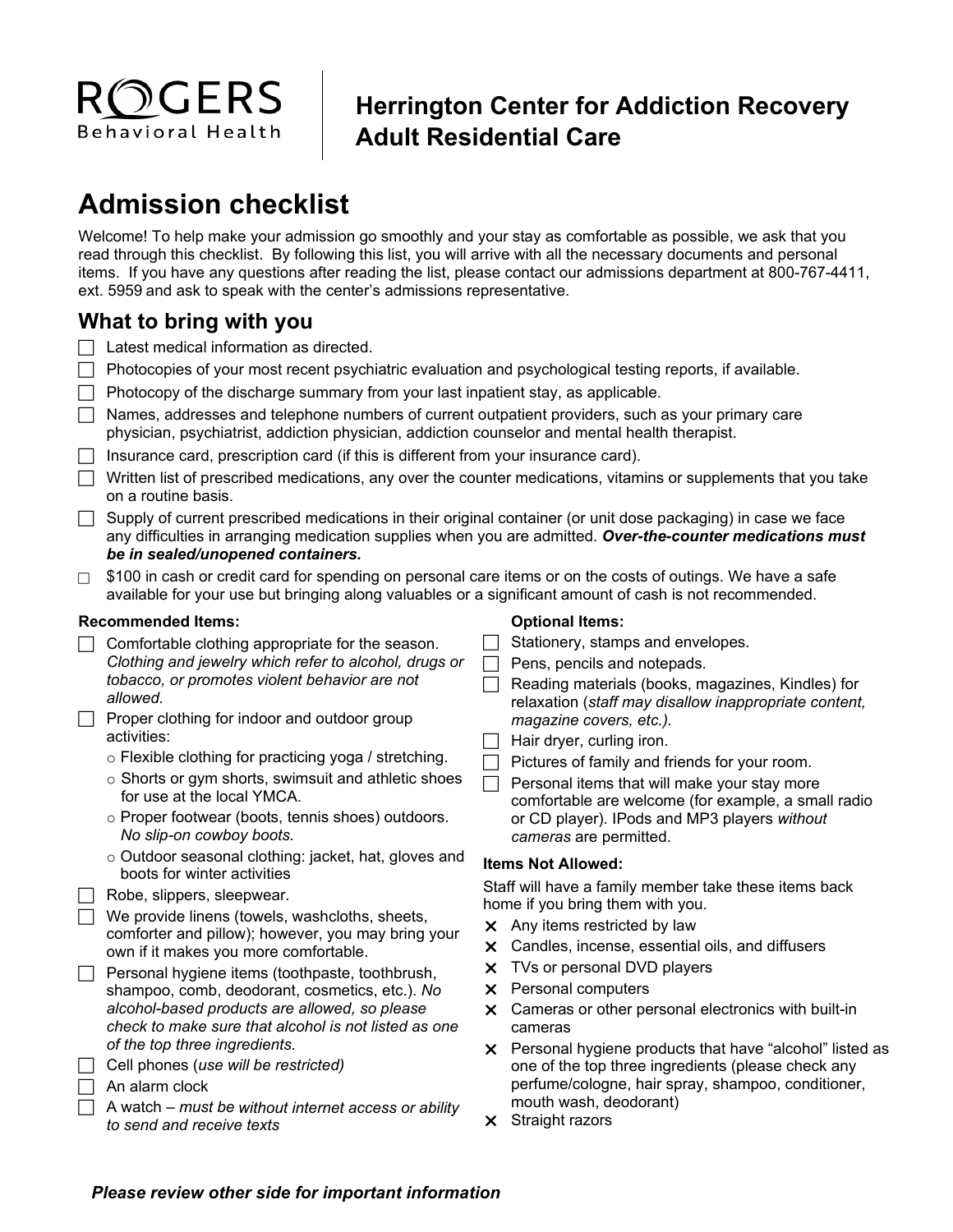ROGERS Behavioral Health

# Herrington Center for Addiction Recovery Adult Residential Care

## Admission checklist

Welcome! To help make your admission go smoothly and your stay as comfortable as possible, we ask that you read through this checklist. By following this list, you will arrive with all the necessary documents and personal items. If you have any questions after reading the list, please contact our admissions department at 800-767-4411, ext. 5959 and ask to speak with the center's admissions representative.

### What to bring with you

- ☐ Latest medical information as directed.
- ☐ Photocopies of your most recent psychiatric evaluation and psychological testing reports, if available.
- ☐ Photocopy of the discharge summary from your last inpatient stay, as applicable.
- ☐ Names, addresses and telephone numbers of current outpatient providers, such as your primary care physician, psychiatrist, addiction physician, addiction counselor and mental health therapist.
- ☐ Insurance card, prescription card (if this is different from your insurance card).
- ☐ Written list of prescribed medications, any over the counter medications, vitamins or supplements that you take on a routine basis.
- ☐ Supply of current prescribed medications in their original container (or unit dose packaging) in case we face any difficulties in arranging medication supplies when you are admitted. ***Over-the-counter medications must be in sealed/unopened containers.***
- ☐ $100 in cash or credit card for spending on personal care items or on the costs of outings. We have a safe available for your use but bringing along valuables or a significant amount of cash is not recommended.

**Recommended Items:**

- ☐ Comfortable clothing appropriate for the season. *Clothing and jewelry which refer to alcohol, drugs or tobacco, or promotes violent behavior are not allowed.*
- ☐ Proper clothing for indoor and outdoor group activities:
  - Flexible clothing for practicing yoga / stretching.
  - Shorts or gym shorts, swimsuit and athletic shoes for use at the local YMCA.
  - Proper footwear (boots, tennis shoes) outdoors. *No slip-on cowboy boots.*
  - Outdoor seasonal clothing: jacket, hat, gloves and boots for winter activities
- ☐ Robe, slippers, sleepwear.
- ☐ We provide linens (towels, washcloths, sheets, comforter and pillow); however, you may bring your own if it makes you more comfortable.
- ☐ Personal hygiene items (toothpaste, toothbrush, shampoo, comb, deodorant, cosmetics, etc.). *No alcohol-based products are allowed, so please check to make sure that alcohol is not listed as one of the top three ingredients.*
- ☐ Cell phones (*use will be restricted)*
- ☐ An alarm clock
- ☐ A watch – *must be without internet access or ability to send and receive texts*

**Optional Items:**

- ☐ Stationery, stamps and envelopes.
- ☐ Pens, pencils and notepads.
- ☐ Reading materials (books, magazines, Kindles) for relaxation (*staff may disallow inappropriate content, magazine covers, etc.).*
- ☐ Hair dryer, curling iron.
- ☐ Pictures of family and friends for your room.
- ☐ Personal items that will make your stay more comfortable are welcome (for example, a small radio or CD player). IPods and MP3 players *without cameras* are permitted.

**Items Not Allowed:**

Staff will have a family member take these items back home if you bring them with you.

- ✕ Any items restricted by law
- ✕ Candles, incense, essential oils, and diffusers
- ✕ TVs or personal DVD players
- ✕ Personal computers
- ✕ Cameras or other personal electronics with built-in cameras
- ✕ Personal hygiene products that have "alcohol" listed as one of the top three ingredients (please check any perfume/cologne, hair spray, shampoo, conditioner, mouth wash, deodorant)
- ✕ Straight razors

***Please review other side for important information***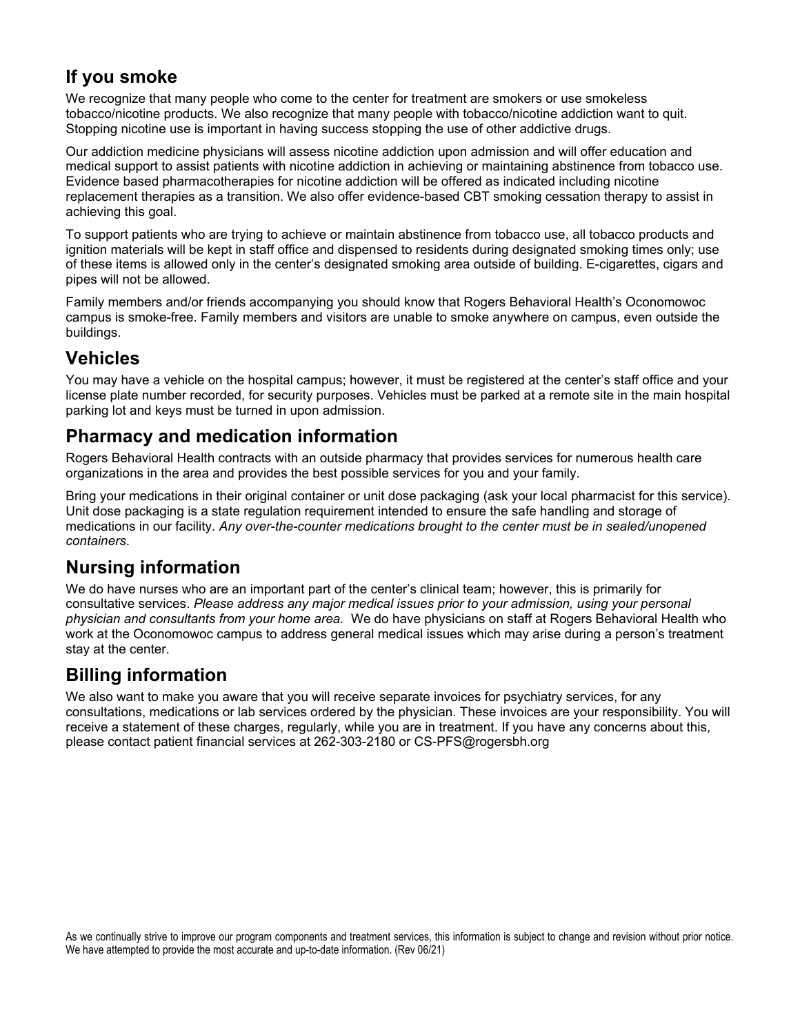## If you smoke

We recognize that many people who come to the center for treatment are smokers or use smokeless tobacco/nicotine products. We also recognize that many people with tobacco/nicotine addiction want to quit. Stopping nicotine use is important in having success stopping the use of other addictive drugs.

Our addiction medicine physicians will assess nicotine addiction upon admission and will offer education and medical support to assist patients with nicotine addiction in achieving or maintaining abstinence from tobacco use. Evidence based pharmacotherapies for nicotine addiction will be offered as indicated including nicotine replacement therapies as a transition. We also offer evidence-based CBT smoking cessation therapy to assist in achieving this goal.

To support patients who are trying to achieve or maintain abstinence from tobacco use, all tobacco products and ignition materials will be kept in staff office and dispensed to residents during designated smoking times only; use of these items is allowed only in the center's designated smoking area outside of building. E-cigarettes, cigars and pipes will not be allowed.

Family members and/or friends accompanying you should know that Rogers Behavioral Health's Oconomowoc campus is smoke-free. Family members and visitors are unable to smoke anywhere on campus, even outside the buildings.

## Vehicles

You may have a vehicle on the hospital campus; however, it must be registered at the center's staff office and your license plate number recorded, for security purposes. Vehicles must be parked at a remote site in the main hospital parking lot and keys must be turned in upon admission.

## Pharmacy and medication information

Rogers Behavioral Health contracts with an outside pharmacy that provides services for numerous health care organizations in the area and provides the best possible services for you and your family.

Bring your medications in their original container or unit dose packaging (ask your local pharmacist for this service). Unit dose packaging is a state regulation requirement intended to ensure the safe handling and storage of medications in our facility. *Any over-the-counter medications brought to the center must be in sealed/unopened containers*.

## Nursing information

We do have nurses who are an important part of the center's clinical team; however, this is primarily for consultative services. *Please address any major medical issues prior to your admission, using your personal physician and consultants from your home area.* We do have physicians on staff at Rogers Behavioral Health who work at the Oconomowoc campus to address general medical issues which may arise during a person's treatment stay at the center.

## Billing information

We also want to make you aware that you will receive separate invoices for psychiatry services, for any consultations, medications or lab services ordered by the physician. These invoices are your responsibility. You will receive a statement of these charges, regularly, while you are in treatment. If you have any concerns about this, please contact patient financial services at 262-303-2180 or CS-PFS@rogersbh.org

As we continually strive to improve our program components and treatment services, this information is subject to change and revision without prior notice. We have attempted to provide the most accurate and up-to-date information. (Rev 06/21)